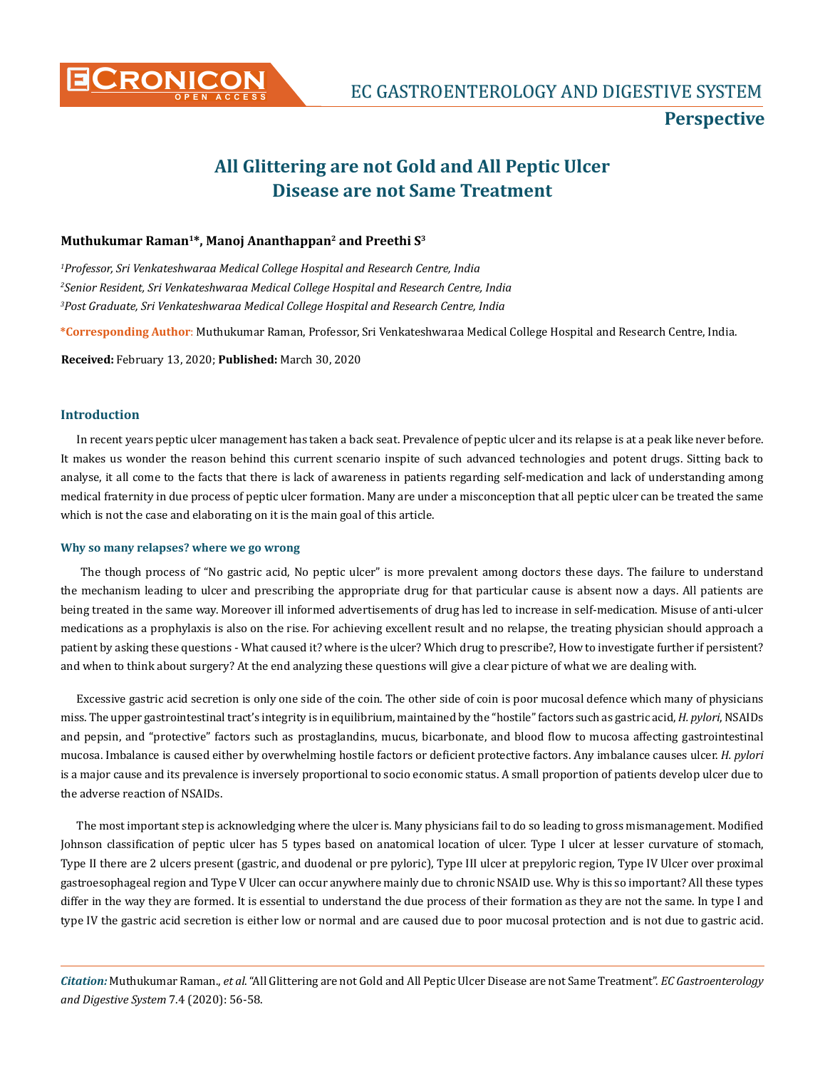# All Glittering are not Gold and All Peptic Ulcer Disease are not Same Treatment

**Muthukumar Raman[1]*, Manoj Ananthappan[2] and Preethi S[3]**

*[1]Professor, Sri Venkateshwaraa Medical College Hospital and Research Centre, India*

*[2]Senior Resident, Sri Venkateshwaraa Medical College Hospital and Research Centre, India*

*[3]Post Graduate, Sri Venkateshwaraa Medical College Hospital and Research Centre, India*

**\*Corresponding Author:** Muthukumar Raman, Professor, Sri Venkateshwaraa Medical College Hospital and Research Centre, India.

**Received:** February 13, 2020; **Published:** March 30, 2020

## Introduction

In recent years peptic ulcer management has taken a back seat. Prevalence of peptic ulcer and its relapse is at a peak like never before. It makes us wonder the reason behind this current scenario inspite of such advanced technologies and potent drugs. Sitting back to analyse, it all come to the facts that there is lack of awareness in patients regarding self-medication and lack of understanding among medical fraternity in due process of peptic ulcer formation. Many are under a misconception that all peptic ulcer can be treated the same which is not the case and elaborating on it is the main goal of this article.

### Why so many relapses? where we go wrong

The though process of "No gastric acid, No peptic ulcer" is more prevalent among doctors these days. The failure to understand the mechanism leading to ulcer and prescribing the appropriate drug for that particular cause is absent now a days. All patients are being treated in the same way. Moreover ill informed advertisements of drug has led to increase in self-medication. Misuse of anti-ulcer medications as a prophylaxis is also on the rise. For achieving excellent result and no relapse, the treating physician should approach a patient by asking these questions - What caused it? where is the ulcer? Which drug to prescribe?, How to investigate further if persistent? and when to think about surgery? At the end analyzing these questions will give a clear picture of what we are dealing with.

Excessive gastric acid secretion is only one side of the coin. The other side of coin is poor mucosal defence which many of physicians miss. The upper gastrointestinal tract's integrity is in equilibrium, maintained by the "hostile" factors such as gastric acid, *H. pylori*, NSAIDs and pepsin, and "protective" factors such as prostaglandins, mucus, bicarbonate, and blood flow to mucosa affecting gastrointestinal mucosa. Imbalance is caused either by overwhelming hostile factors or deficient protective factors. Any imbalance causes ulcer. *H. pylori* is a major cause and its prevalence is inversely proportional to socio economic status. A small proportion of patients develop ulcer due to the adverse reaction of NSAIDs.

The most important step is acknowledging where the ulcer is. Many physicians fail to do so leading to gross mismanagement. Modified Johnson classification of peptic ulcer has 5 types based on anatomical location of ulcer. Type I ulcer at lesser curvature of stomach, Type II there are 2 ulcers present (gastric, and duodenal or pre pyloric), Type III ulcer at prepyloric region, Type IV Ulcer over proximal gastroesophageal region and Type V Ulcer can occur anywhere mainly due to chronic NSAID use. Why is this so important? All these types differ in the way they are formed. It is essential to understand the due process of their formation as they are not the same. In type I and type IV the gastric acid secretion is either low or normal and are caused due to poor mucosal protection and is not due to gastric acid.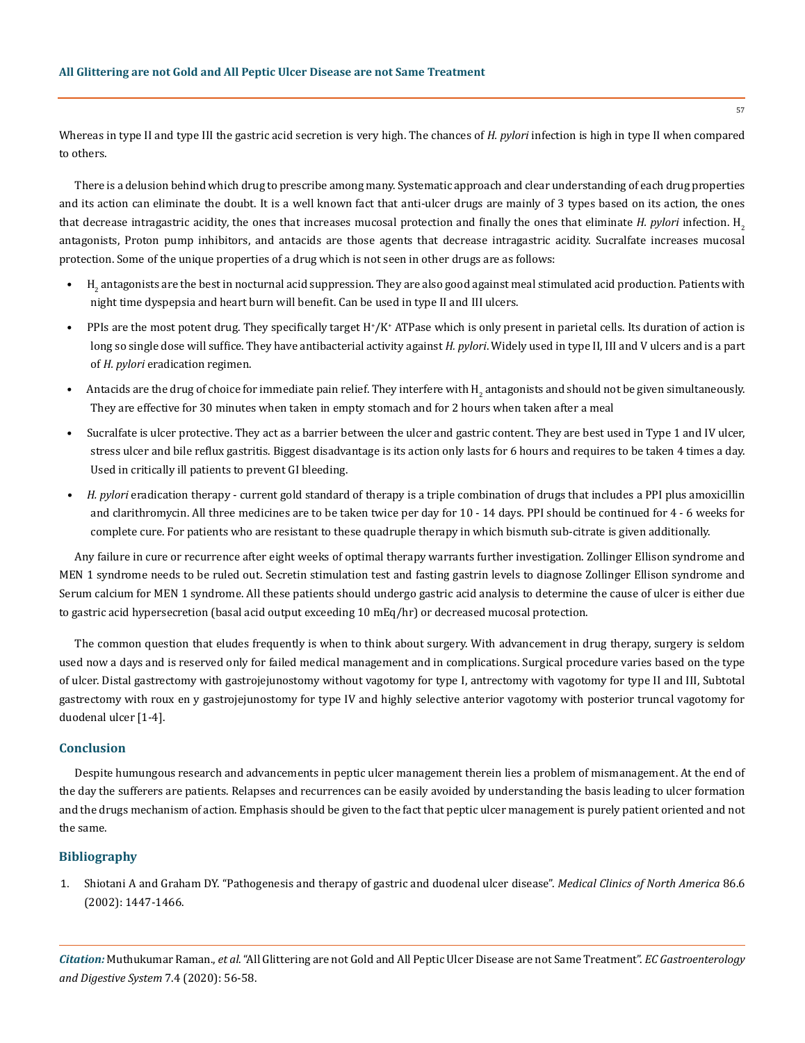Whereas in type II and type III the gastric acid secretion is very high. The chances of *H. pylori* infection is high in type II when compared to others.

There is a delusion behind which drug to prescribe among many. Systematic approach and clear understanding of each drug properties and its action can eliminate the doubt. It is a well known fact that anti-ulcer drugs are mainly of 3 types based on its action, the ones that decrease intragastric acidity, the ones that increases mucosal protection and finally the ones that eliminate *H. pylori* infection. $H_2$ antagonists, Proton pump inhibitors, and antacids are those agents that decrease intragastric acidity. Sucralfate increases mucosal protection. Some of the unique properties of a drug which is not seen in other drugs are as follows:

- $H_2$ antagonists are the best in nocturnal acid suppression. They are also good against meal stimulated acid production. Patients with night time dyspepsia and heart burn will benefit. Can be used in type II and III ulcers.
- PPIs are the most potent drug. They specifically target $H^+/K^+$ ATPase which is only present in parietal cells. Its duration of action is long so single dose will suffice. They have antibacterial activity against *H. pylori*. Widely used in type II, III and V ulcers and is a part of *H. pylori* eradication regimen.
- Antacids are the drug of choice for immediate pain relief. They interfere with $H_2$ antagonists and should not be given simultaneously. They are effective for 30 minutes when taken in empty stomach and for 2 hours when taken after a meal
- Sucralfate is ulcer protective. They act as a barrier between the ulcer and gastric content. They are best used in Type 1 and IV ulcer, stress ulcer and bile reflux gastritis. Biggest disadvantage is its action only lasts for 6 hours and requires to be taken 4 times a day. Used in critically ill patients to prevent GI bleeding.
- *H. pylori* eradication therapy - current gold standard of therapy is a triple combination of drugs that includes a PPI plus amoxicillin and clarithromycin. All three medicines are to be taken twice per day for 10 - 14 days. PPI should be continued for 4 - 6 weeks for complete cure. For patients who are resistant to these quadruple therapy in which bismuth sub-citrate is given additionally.

Any failure in cure or recurrence after eight weeks of optimal therapy warrants further investigation. Zollinger Ellison syndrome and MEN 1 syndrome needs to be ruled out. Secretin stimulation test and fasting gastrin levels to diagnose Zollinger Ellison syndrome and Serum calcium for MEN 1 syndrome. All these patients should undergo gastric acid analysis to determine the cause of ulcer is either due to gastric acid hypersecretion (basal acid output exceeding 10 mEq/hr) or decreased mucosal protection.

The common question that eludes frequently is when to think about surgery. With advancement in drug therapy, surgery is seldom used now a days and is reserved only for failed medical management and in complications. Surgical procedure varies based on the type of ulcer. Distal gastrectomy with gastrojejunostomy without vagotomy for type I, antrectomy with vagotomy for type II and III, Subtotal gastrectomy with roux en y gastrojejunostomy for type IV and highly selective anterior vagotomy with posterior truncal vagotomy for duodenal ulcer [1-4].

## Conclusion

Despite humungous research and advancements in peptic ulcer management therein lies a problem of mismanagement. At the end of the day the sufferers are patients. Relapses and recurrences can be easily avoided by understanding the basis leading to ulcer formation and the drugs mechanism of action. Emphasis should be given to the fact that peptic ulcer management is purely patient oriented and not the same.

## Bibliography

1. Shiotani A and Graham DY. "Pathogenesis and therapy of gastric and duodenal ulcer disease". *Medical Clinics of North America* 86.6 (2002): 1447-1466.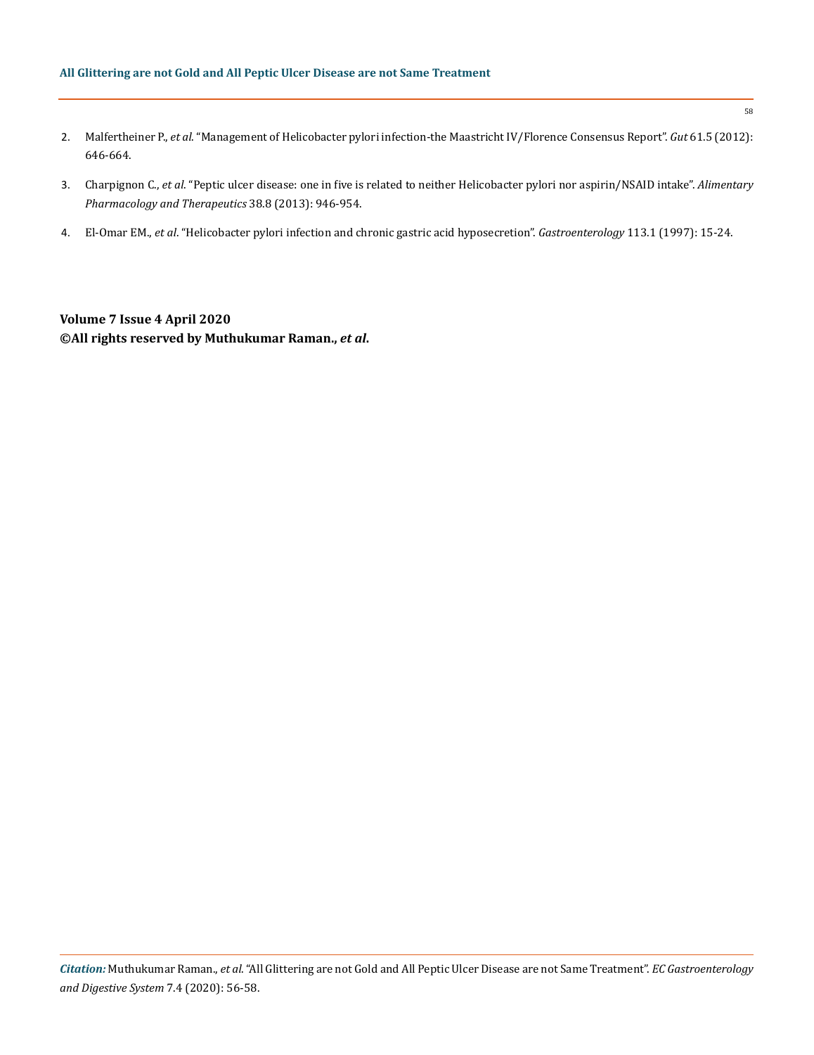2. Malfertheiner P., *et al*. "Management of Helicobacter pylori infection-the Maastricht IV/Florence Consensus Report". *Gut* 61.5 (2012): 646-664.

3. Charpignon C., *et al*. "Peptic ulcer disease: one in five is related to neither Helicobacter pylori nor aspirin/NSAID intake". *Alimentary Pharmacology and Therapeutics* 38.8 (2013): 946-954.

4. El-Omar EM., *et al*. "Helicobacter pylori infection and chronic gastric acid hyposecretion". *Gastroenterology* 113.1 (1997): 15-24.

**Volume 7 Issue 4 April 2020**
**©All rights reserved by Muthukumar Raman., *et al*.**